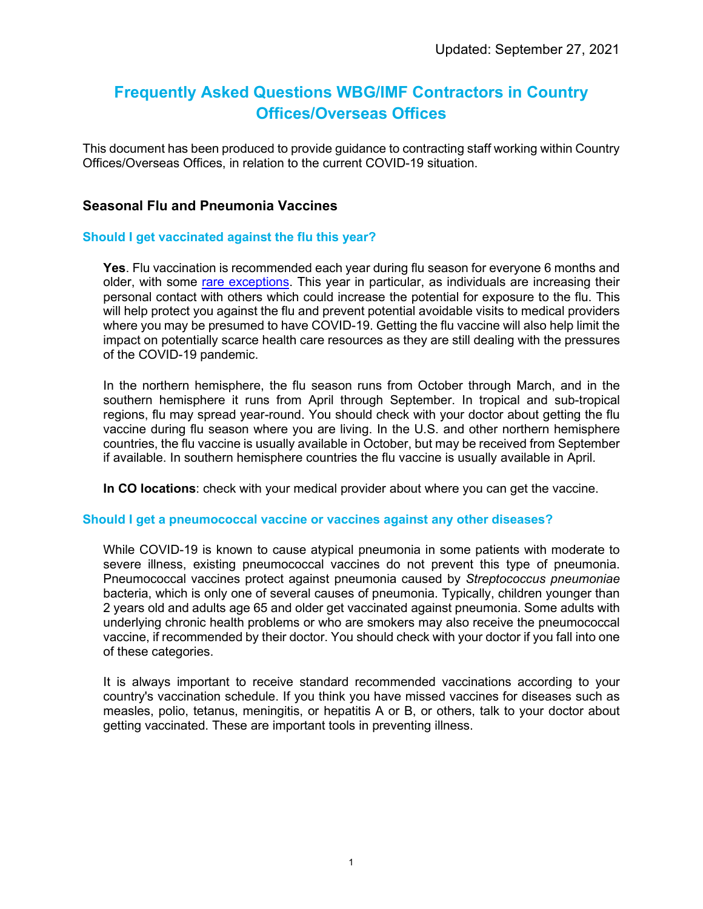Updated: September 27, 2021

# Frequently Asked Questions WBG/IMF Contractors in Country Offices/Overseas Offices

This document has been produced to provide guidance to contracting staff working within Country Offices/Overseas Offices, in relation to the current COVID-19 situation.

## Seasonal Flu and Pneumonia Vaccines

### Should I get vaccinated against the flu this year?

**Yes**. Flu vaccination is recommended each year during flu season for everyone 6 months and older, with some rare exceptions. This year in particular, as individuals are increasing their personal contact with others which could increase the potential for exposure to the flu. This will help protect you against the flu and prevent potential avoidable visits to medical providers where you may be presumed to have COVID-19. Getting the flu vaccine will also help limit the impact on potentially scarce health care resources as they are still dealing with the pressures of the COVID-19 pandemic.

In the northern hemisphere, the flu season runs from October through March, and in the southern hemisphere it runs from April through September. In tropical and sub-tropical regions, flu may spread year-round. You should check with your doctor about getting the flu vaccine during flu season where you are living. In the U.S. and other northern hemisphere countries, the flu vaccine is usually available in October, but may be received from September if available. In southern hemisphere countries the flu vaccine is usually available in April.

**In CO locations**: check with your medical provider about where you can get the vaccine.

### Should I get a pneumococcal vaccine or vaccines against any other diseases?

While COVID-19 is known to cause atypical pneumonia in some patients with moderate to severe illness, existing pneumococcal vaccines do not prevent this type of pneumonia. Pneumococcal vaccines protect against pneumonia caused by *Streptococcus pneumoniae* bacteria, which is only one of several causes of pneumonia. Typically, children younger than 2 years old and adults age 65 and older get vaccinated against pneumonia. Some adults with underlying chronic health problems or who are smokers may also receive the pneumococcal vaccine, if recommended by their doctor. You should check with your doctor if you fall into one of these categories.

It is always important to receive standard recommended vaccinations according to your country's vaccination schedule. If you think you have missed vaccines for diseases such as measles, polio, tetanus, meningitis, or hepatitis A or B, or others, talk to your doctor about getting vaccinated. These are important tools in preventing illness.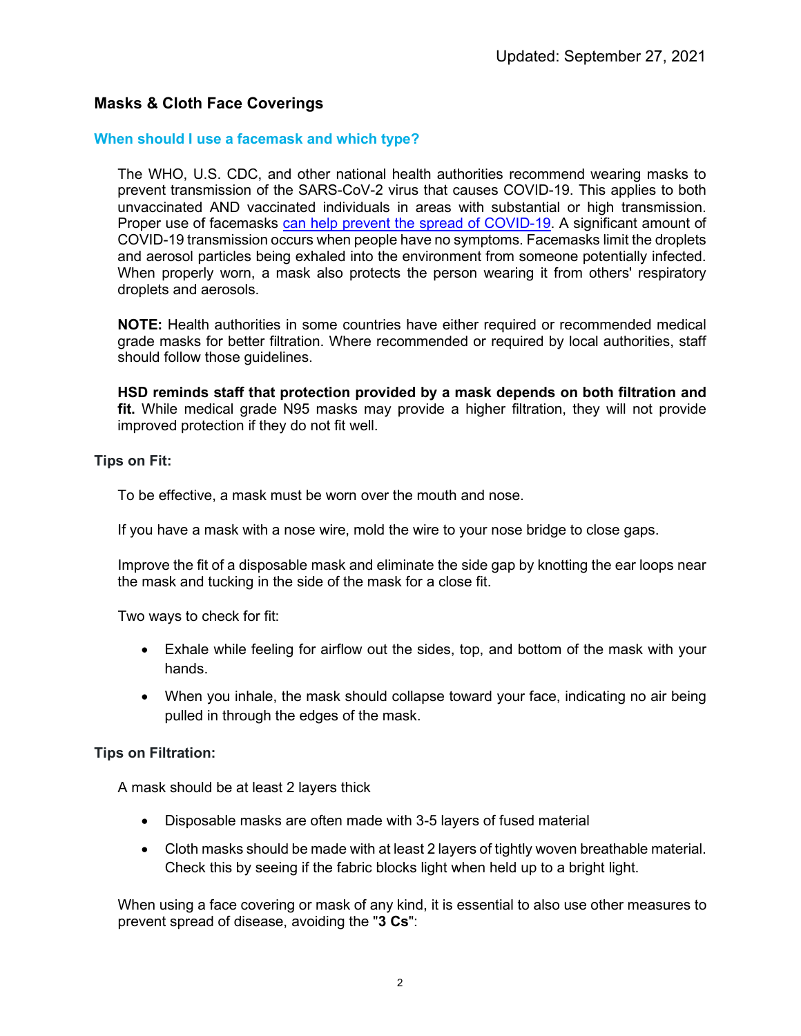Updated: September 27, 2021

## Masks & Cloth Face Coverings

### When should I use a facemask and which type?

The WHO, U.S. CDC, and other national health authorities recommend wearing masks to prevent transmission of the SARS-CoV-2 virus that causes COVID-19. This applies to both unvaccinated AND vaccinated individuals in areas with substantial or high transmission. Proper use of facemasks [can help prevent the spread of COVID-19]. A significant amount of COVID-19 transmission occurs when people have no symptoms. Facemasks limit the droplets and aerosol particles being exhaled into the environment from someone potentially infected. When properly worn, a mask also protects the person wearing it from others' respiratory droplets and aerosols.

**NOTE:** Health authorities in some countries have either required or recommended medical grade masks for better filtration. Where recommended or required by local authorities, staff should follow those guidelines.

**HSD reminds staff that protection provided by a mask depends on both filtration and fit.** While medical grade N95 masks may provide a higher filtration, they will not provide improved protection if they do not fit well.

**Tips on Fit:**

To be effective, a mask must be worn over the mouth and nose.

If you have a mask with a nose wire, mold the wire to your nose bridge to close gaps.

Improve the fit of a disposable mask and eliminate the side gap by knotting the ear loops near the mask and tucking in the side of the mask for a close fit.

Two ways to check for fit:

- Exhale while feeling for airflow out the sides, top, and bottom of the mask with your hands.
- When you inhale, the mask should collapse toward your face, indicating no air being pulled in through the edges of the mask.

**Tips on Filtration:**

A mask should be at least 2 layers thick

- Disposable masks are often made with 3-5 layers of fused material
- Cloth masks should be made with at least 2 layers of tightly woven breathable material. Check this by seeing if the fabric blocks light when held up to a bright light.

When using a face covering or mask of any kind, it is essential to also use other measures to prevent spread of disease, avoiding the "**3 Cs**":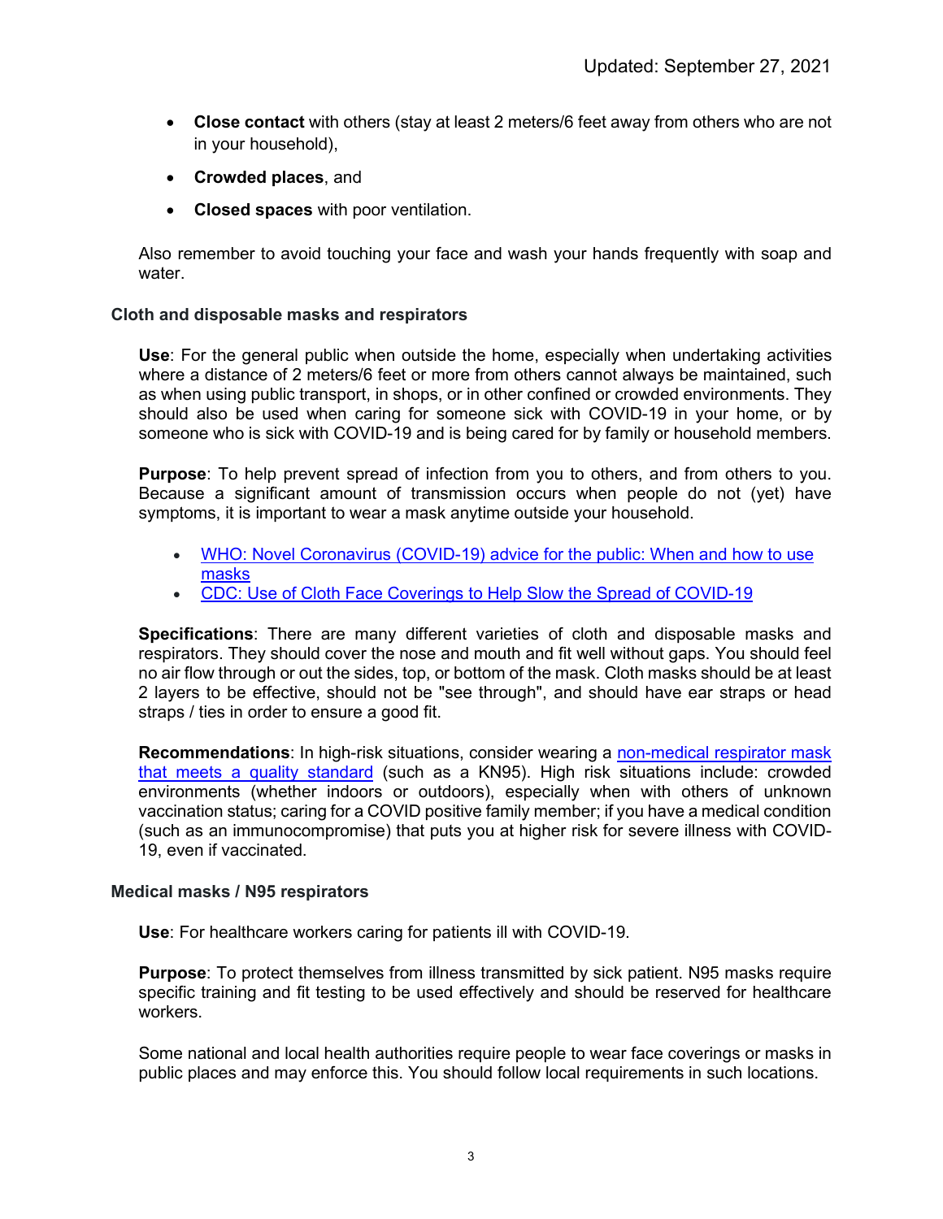- **Close contact** with others (stay at least 2 meters/6 feet away from others who are not in your household),
- **Crowded places**, and
- **Closed spaces** with poor ventilation.

Also remember to avoid touching your face and wash your hands frequently with soap and water.

### Cloth and disposable masks and respirators

**Use**: For the general public when outside the home, especially when undertaking activities where a distance of 2 meters/6 feet or more from others cannot always be maintained, such as when using public transport, in shops, or in other confined or crowded environments. They should also be used when caring for someone sick with COVID-19 in your home, or by someone who is sick with COVID-19 and is being cared for by family or household members.

**Purpose**: To help prevent spread of infection from you to others, and from others to you. Because a significant amount of transmission occurs when people do not (yet) have symptoms, it is important to wear a mask anytime outside your household.

- WHO: Novel Coronavirus (COVID-19) advice for the public: When and how to use masks
- CDC: Use of Cloth Face Coverings to Help Slow the Spread of COVID-19

**Specifications**: There are many different varieties of cloth and disposable masks and respirators. They should cover the nose and mouth and fit well without gaps. You should feel no air flow through or out the sides, top, or bottom of the mask. Cloth masks should be at least 2 layers to be effective, should not be "see through", and should have ear straps or head straps / ties in order to ensure a good fit.

**Recommendations**: In high-risk situations, consider wearing a non-medical respirator mask that meets a quality standard (such as a KN95). High risk situations include: crowded environments (whether indoors or outdoors), especially when with others of unknown vaccination status; caring for a COVID positive family member; if you have a medical condition (such as an immunocompromise) that puts you at higher risk for severe illness with COVID-19, even if vaccinated.

### Medical masks / N95 respirators

**Use**: For healthcare workers caring for patients ill with COVID-19.

**Purpose**: To protect themselves from illness transmitted by sick patient. N95 masks require specific training and fit testing to be used effectively and should be reserved for healthcare workers.

Some national and local health authorities require people to wear face coverings or masks in public places and may enforce this. You should follow local requirements in such locations.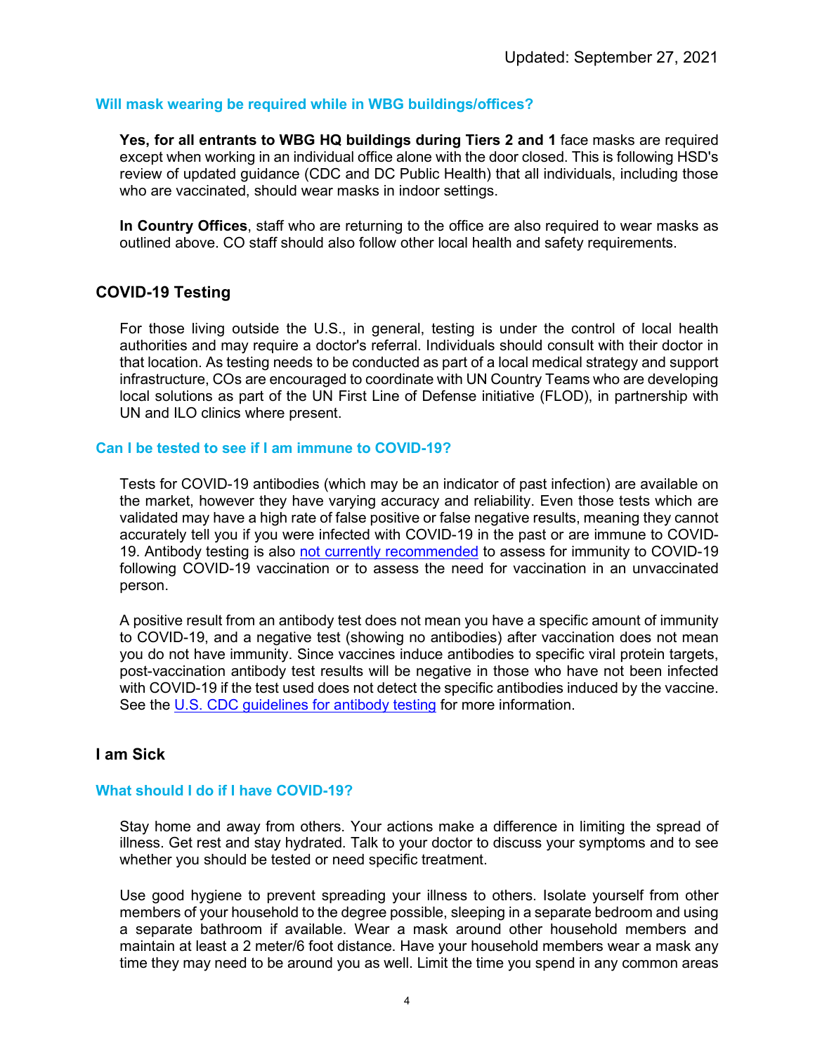Updated: September 27, 2021

### Will mask wearing be required while in WBG buildings/offices?

**Yes, for all entrants to WBG HQ buildings during Tiers 2 and 1** face masks are required except when working in an individual office alone with the door closed. This is following HSD's review of updated guidance (CDC and DC Public Health) that all individuals, including those who are vaccinated, should wear masks in indoor settings.

**In Country Offices**, staff who are returning to the office are also required to wear masks as outlined above. CO staff should also follow other local health and safety requirements.

## COVID-19 Testing

For those living outside the U.S., in general, testing is under the control of local health authorities and may require a doctor's referral. Individuals should consult with their doctor in that location. As testing needs to be conducted as part of a local medical strategy and support infrastructure, COs are encouraged to coordinate with UN Country Teams who are developing local solutions as part of the UN First Line of Defense initiative (FLOD), in partnership with UN and ILO clinics where present.

### Can I be tested to see if I am immune to COVID-19?

Tests for COVID-19 antibodies (which may be an indicator of past infection) are available on the market, however they have varying accuracy and reliability. Even those tests which are validated may have a high rate of false positive or false negative results, meaning they cannot accurately tell you if you were infected with COVID-19 in the past or are immune to COVID-19. Antibody testing is also not currently recommended to assess for immunity to COVID-19 following COVID-19 vaccination or to assess the need for vaccination in an unvaccinated person.

A positive result from an antibody test does not mean you have a specific amount of immunity to COVID-19, and a negative test (showing no antibodies) after vaccination does not mean you do not have immunity. Since vaccines induce antibodies to specific viral protein targets, post-vaccination antibody test results will be negative in those who have not been infected with COVID-19 if the test used does not detect the specific antibodies induced by the vaccine. See the U.S. CDC guidelines for antibody testing for more information.

## I am Sick

### What should I do if I have COVID-19?

Stay home and away from others. Your actions make a difference in limiting the spread of illness. Get rest and stay hydrated. Talk to your doctor to discuss your symptoms and to see whether you should be tested or need specific treatment.

Use good hygiene to prevent spreading your illness to others. Isolate yourself from other members of your household to the degree possible, sleeping in a separate bedroom and using a separate bathroom if available. Wear a mask around other household members and maintain at least a 2 meter/6 foot distance. Have your household members wear a mask any time they may need to be around you as well. Limit the time you spend in any common areas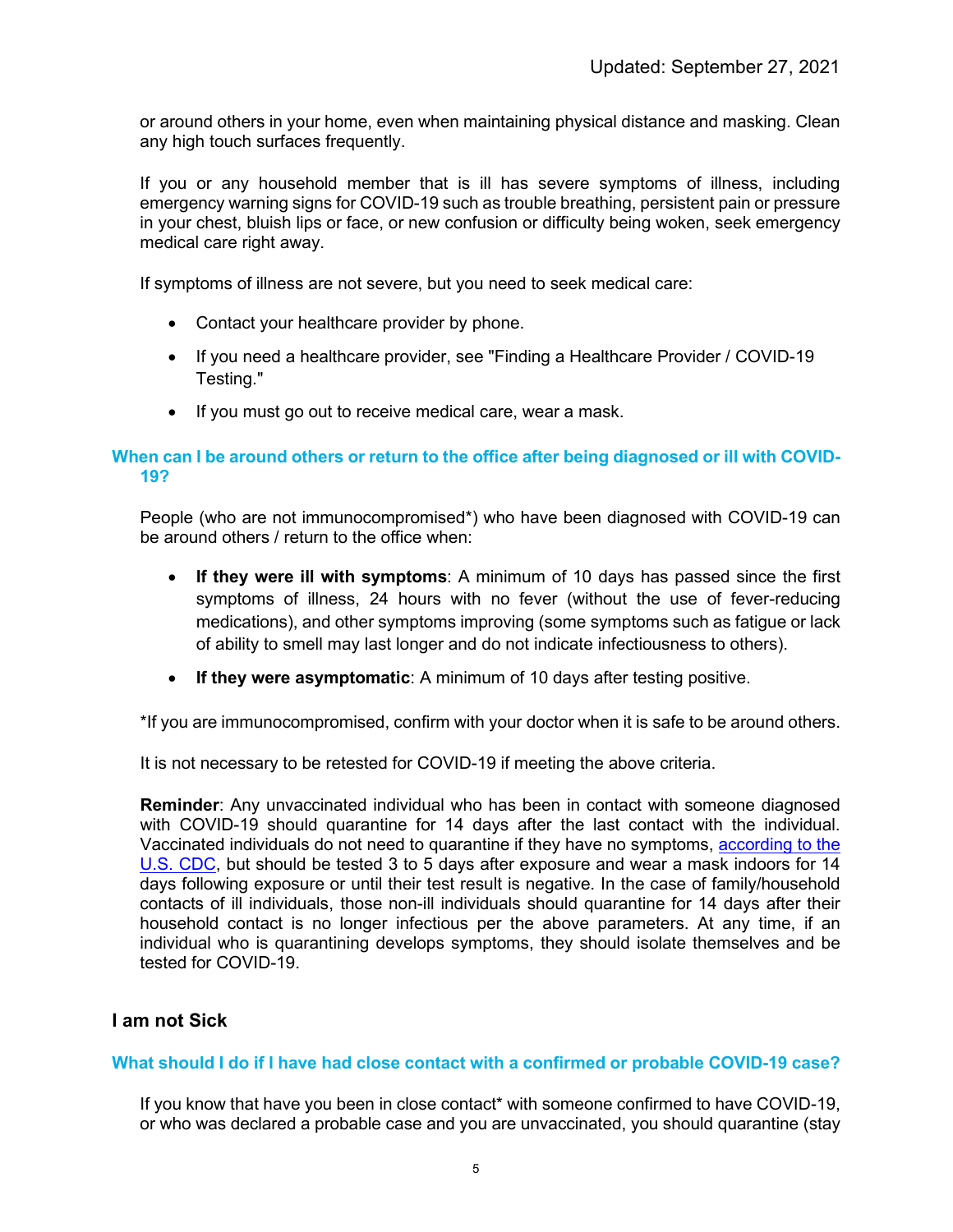or around others in your home, even when maintaining physical distance and masking. Clean any high touch surfaces frequently.

If you or any household member that is ill has severe symptoms of illness, including emergency warning signs for COVID-19 such as trouble breathing, persistent pain or pressure in your chest, bluish lips or face, or new confusion or difficulty being woken, seek emergency medical care right away.

If symptoms of illness are not severe, but you need to seek medical care:

- Contact your healthcare provider by phone.
- If you need a healthcare provider, see "Finding a Healthcare Provider / COVID-19 Testing."
- If you must go out to receive medical care, wear a mask.

### When can I be around others or return to the office after being diagnosed or ill with COVID-19?

People (who are not immunocompromised*) who have been diagnosed with COVID-19 can be around others / return to the office when:

- **If they were ill with symptoms**: A minimum of 10 days has passed since the first symptoms of illness, 24 hours with no fever (without the use of fever-reducing medications), and other symptoms improving (some symptoms such as fatigue or lack of ability to smell may last longer and do not indicate infectiousness to others).
- **If they were asymptomatic**: A minimum of 10 days after testing positive.

*If you are immunocompromised, confirm with your doctor when it is safe to be around others.

It is not necessary to be retested for COVID-19 if meeting the above criteria.

**Reminder**: Any unvaccinated individual who has been in contact with someone diagnosed with COVID-19 should quarantine for 14 days after the last contact with the individual. Vaccinated individuals do not need to quarantine if they have no symptoms, according to the U.S. CDC, but should be tested 3 to 5 days after exposure and wear a mask indoors for 14 days following exposure or until their test result is negative. In the case of family/household contacts of ill individuals, those non-ill individuals should quarantine for 14 days after their household contact is no longer infectious per the above parameters. At any time, if an individual who is quarantining develops symptoms, they should isolate themselves and be tested for COVID-19.

## I am not Sick

### What should I do if I have had close contact with a confirmed or probable COVID-19 case?

If you know that have you been in close contact* with someone confirmed to have COVID-19, or who was declared a probable case and you are unvaccinated, you should quarantine (stay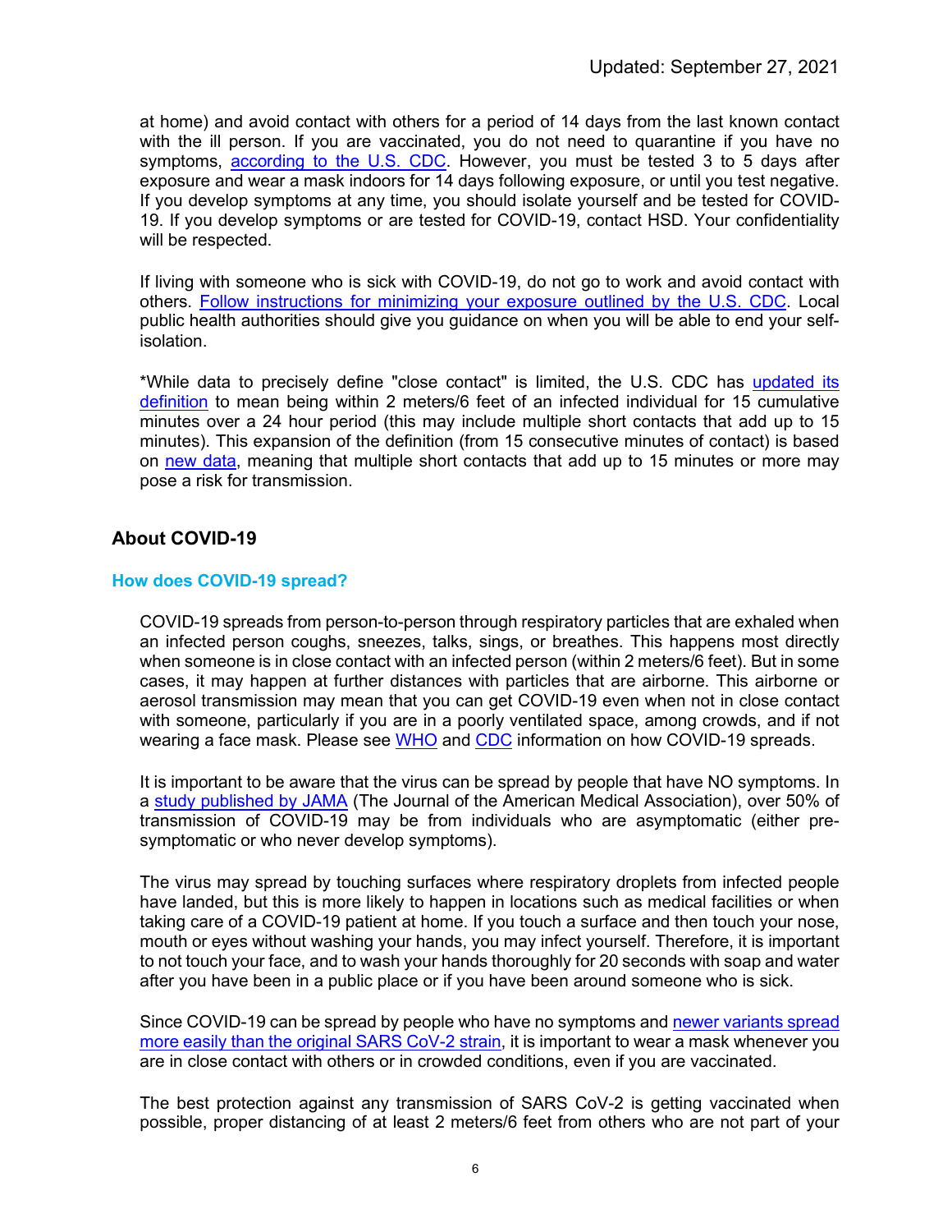at home) and avoid contact with others for a period of 14 days from the last known contact with the ill person. If you are vaccinated, you do not need to quarantine if you have no symptoms, according to the U.S. CDC. However, you must be tested 3 to 5 days after exposure and wear a mask indoors for 14 days following exposure, or until you test negative. If you develop symptoms at any time, you should isolate yourself and be tested for COVID-19. If you develop symptoms or are tested for COVID-19, contact HSD. Your confidentiality will be respected.

If living with someone who is sick with COVID-19, do not go to work and avoid contact with others. Follow instructions for minimizing your exposure outlined by the U.S. CDC. Local public health authorities should give you guidance on when you will be able to end your self-isolation.

*While data to precisely define "close contact" is limited, the U.S. CDC has updated its definition to mean being within 2 meters/6 feet of an infected individual for 15 cumulative minutes over a 24 hour period (this may include multiple short contacts that add up to 15 minutes). This expansion of the definition (from 15 consecutive minutes of contact) is based on new data, meaning that multiple short contacts that add up to 15 minutes or more may pose a risk for transmission.

## About COVID-19

### How does COVID-19 spread?

COVID-19 spreads from person-to-person through respiratory particles that are exhaled when an infected person coughs, sneezes, talks, sings, or breathes. This happens most directly when someone is in close contact with an infected person (within 2 meters/6 feet). But in some cases, it may happen at further distances with particles that are airborne. This airborne or aerosol transmission may mean that you can get COVID-19 even when not in close contact with someone, particularly if you are in a poorly ventilated space, among crowds, and if not wearing a face mask. Please see WHO and CDC information on how COVID-19 spreads.

It is important to be aware that the virus can be spread by people that have NO symptoms. In a study published by JAMA (The Journal of the American Medical Association), over 50% of transmission of COVID-19 may be from individuals who are asymptomatic (either pre-symptomatic or who never develop symptoms).

The virus may spread by touching surfaces where respiratory droplets from infected people have landed, but this is more likely to happen in locations such as medical facilities or when taking care of a COVID-19 patient at home. If you touch a surface and then touch your nose, mouth or eyes without washing your hands, you may infect yourself. Therefore, it is important to not touch your face, and to wash your hands thoroughly for 20 seconds with soap and water after you have been in a public place or if you have been around someone who is sick.

Since COVID-19 can be spread by people who have no symptoms and newer variants spread more easily than the original SARS CoV-2 strain, it is important to wear a mask whenever you are in close contact with others or in crowded conditions, even if you are vaccinated.

The best protection against any transmission of SARS CoV-2 is getting vaccinated when possible, proper distancing of at least 2 meters/6 feet from others who are not part of your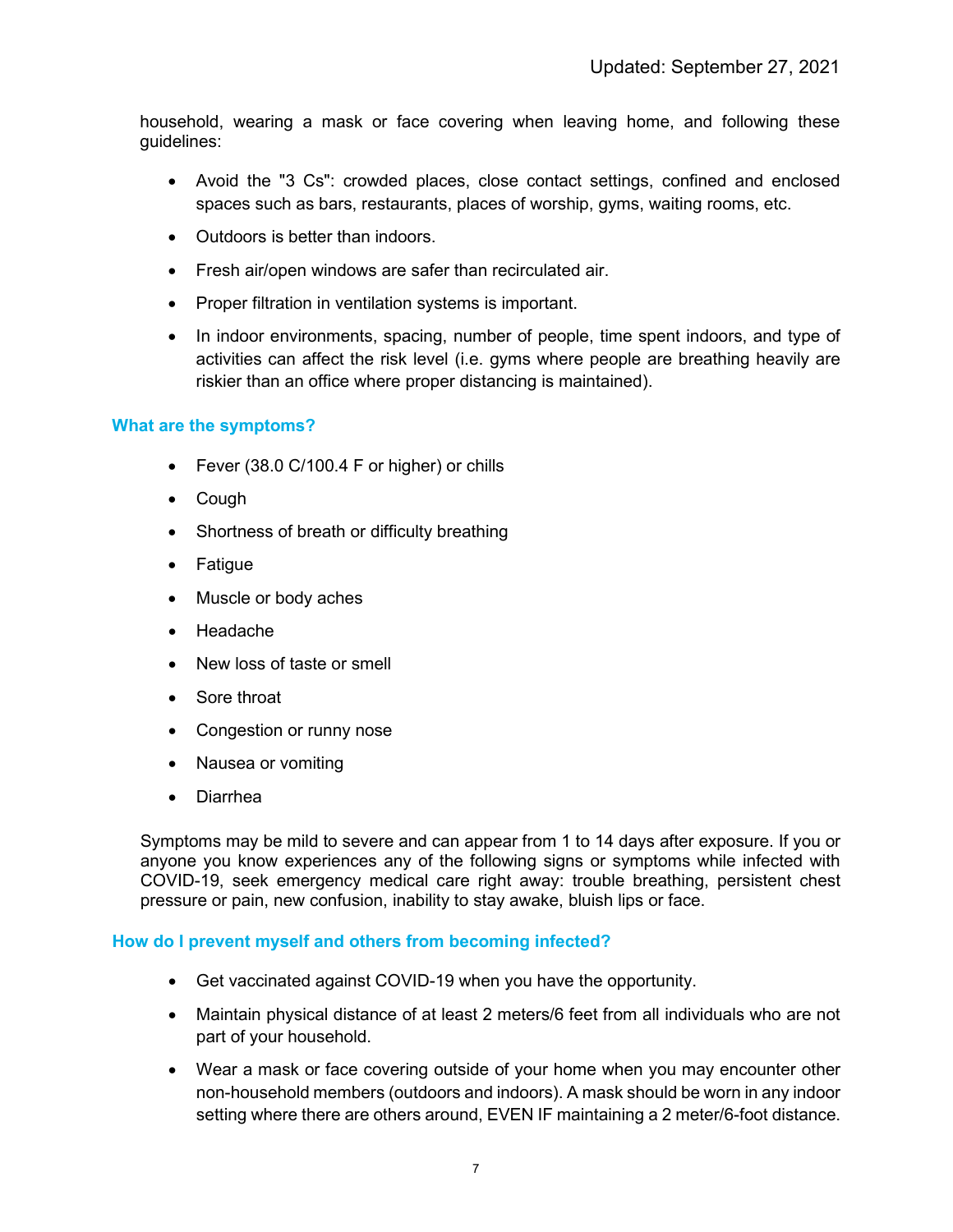household, wearing a mask or face covering when leaving home, and following these guidelines:

- Avoid the "3 Cs": crowded places, close contact settings, confined and enclosed spaces such as bars, restaurants, places of worship, gyms, waiting rooms, etc.
- Outdoors is better than indoors.
- Fresh air/open windows are safer than recirculated air.
- Proper filtration in ventilation systems is important.
- In indoor environments, spacing, number of people, time spent indoors, and type of activities can affect the risk level (i.e. gyms where people are breathing heavily are riskier than an office where proper distancing is maintained).

## What are the symptoms?

- Fever (38.0 C/100.4 F or higher) or chills
- Cough
- Shortness of breath or difficulty breathing
- Fatigue
- Muscle or body aches
- Headache
- New loss of taste or smell
- Sore throat
- Congestion or runny nose
- Nausea or vomiting
- Diarrhea

Symptoms may be mild to severe and can appear from 1 to 14 days after exposure. If you or anyone you know experiences any of the following signs or symptoms while infected with COVID-19, seek emergency medical care right away: trouble breathing, persistent chest pressure or pain, new confusion, inability to stay awake, bluish lips or face.

## How do I prevent myself and others from becoming infected?

- Get vaccinated against COVID-19 when you have the opportunity.
- Maintain physical distance of at least 2 meters/6 feet from all individuals who are not part of your household.
- Wear a mask or face covering outside of your home when you may encounter other non-household members (outdoors and indoors). A mask should be worn in any indoor setting where there are others around, EVEN IF maintaining a 2 meter/6-foot distance.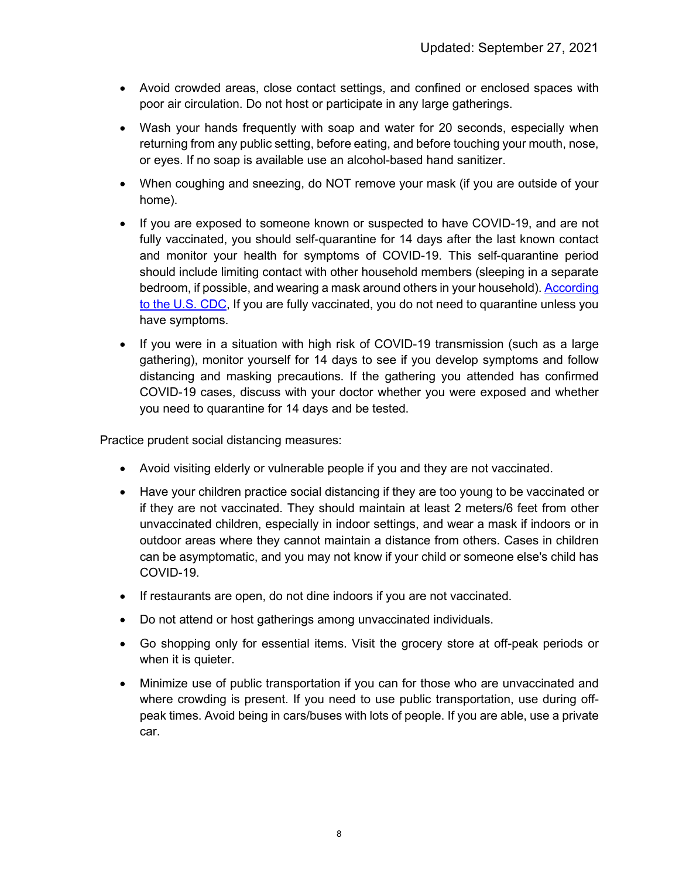- Avoid crowded areas, close contact settings, and confined or enclosed spaces with poor air circulation. Do not host or participate in any large gatherings.
- Wash your hands frequently with soap and water for 20 seconds, especially when returning from any public setting, before eating, and before touching your mouth, nose, or eyes. If no soap is available use an alcohol-based hand sanitizer.
- When coughing and sneezing, do NOT remove your mask (if you are outside of your home).
- If you are exposed to someone known or suspected to have COVID-19, and are not fully vaccinated, you should self-quarantine for 14 days after the last known contact and monitor your health for symptoms of COVID-19. This self-quarantine period should include limiting contact with other household members (sleeping in a separate bedroom, if possible, and wearing a mask around others in your household). According to the U.S. CDC, If you are fully vaccinated, you do not need to quarantine unless you have symptoms.
- If you were in a situation with high risk of COVID-19 transmission (such as a large gathering), monitor yourself for 14 days to see if you develop symptoms and follow distancing and masking precautions. If the gathering you attended has confirmed COVID-19 cases, discuss with your doctor whether you were exposed and whether you need to quarantine for 14 days and be tested.

Practice prudent social distancing measures:

- Avoid visiting elderly or vulnerable people if you and they are not vaccinated.
- Have your children practice social distancing if they are too young to be vaccinated or if they are not vaccinated. They should maintain at least 2 meters/6 feet from other unvaccinated children, especially in indoor settings, and wear a mask if indoors or in outdoor areas where they cannot maintain a distance from others. Cases in children can be asymptomatic, and you may not know if your child or someone else's child has COVID-19.
- If restaurants are open, do not dine indoors if you are not vaccinated.
- Do not attend or host gatherings among unvaccinated individuals.
- Go shopping only for essential items. Visit the grocery store at off-peak periods or when it is quieter.
- Minimize use of public transportation if you can for those who are unvaccinated and where crowding is present. If you need to use public transportation, use during off-peak times. Avoid being in cars/buses with lots of people. If you are able, use a private car.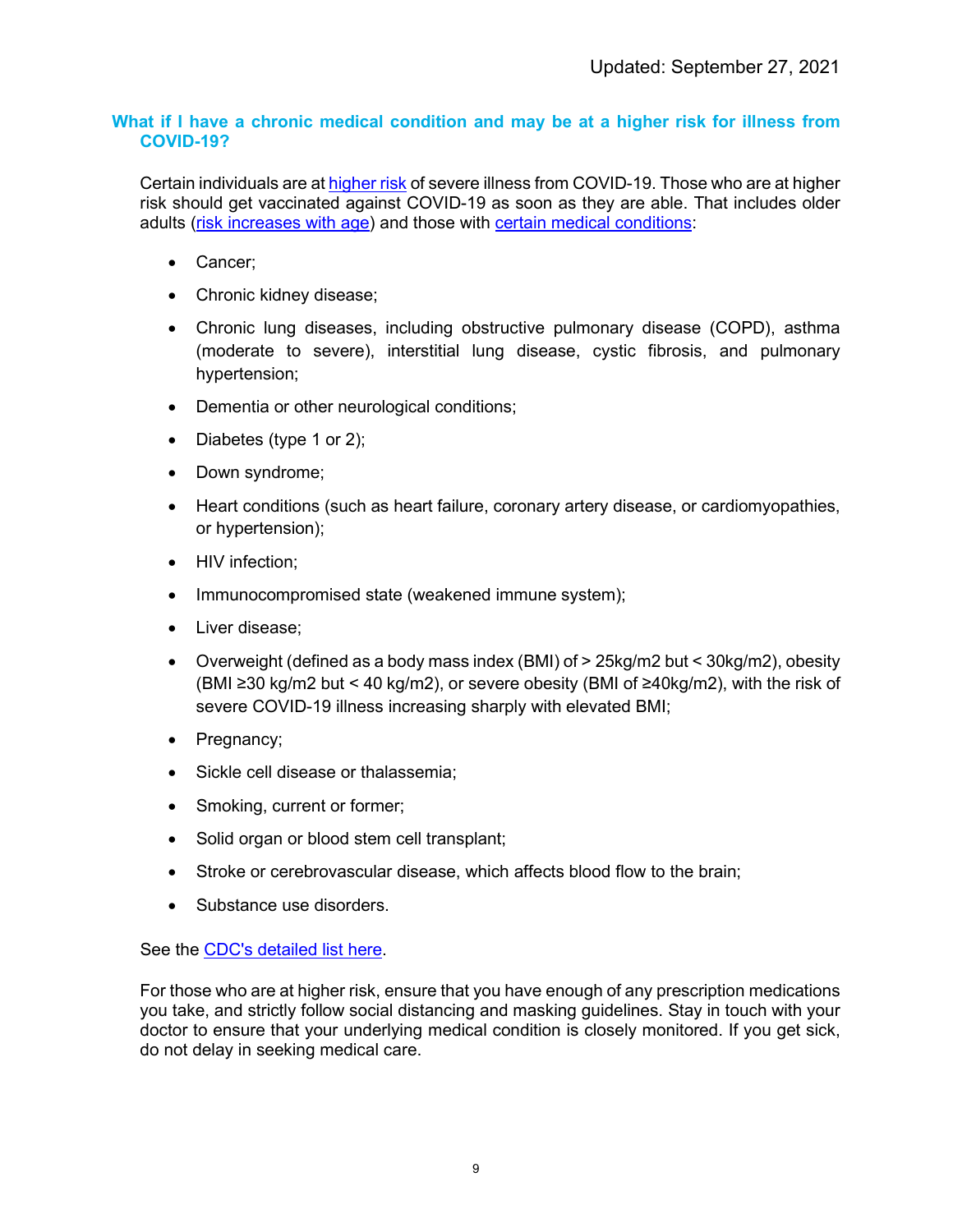Updated: September 27, 2021

### What if I have a chronic medical condition and may be at a higher risk for illness from COVID-19?

Certain individuals are at [higher risk] of severe illness from COVID-19. Those who are at higher risk should get vaccinated against COVID-19 as soon as they are able. That includes older adults ([risk increases with age]) and those with [certain medical conditions]:

- Cancer;
- Chronic kidney disease;
- Chronic lung diseases, including obstructive pulmonary disease (COPD), asthma (moderate to severe), interstitial lung disease, cystic fibrosis, and pulmonary hypertension;
- Dementia or other neurological conditions;
- Diabetes (type 1 or 2);
- Down syndrome;
- Heart conditions (such as heart failure, coronary artery disease, or cardiomyopathies, or hypertension);
- HIV infection;
- Immunocompromised state (weakened immune system);
- Liver disease;
- Overweight (defined as a body mass index (BMI) of > 25kg/m2 but < 30kg/m2), obesity (BMI ≥30 kg/m2 but < 40 kg/m2), or severe obesity (BMI of ≥40kg/m2), with the risk of severe COVID-19 illness increasing sharply with elevated BMI;
- Pregnancy;
- Sickle cell disease or thalassemia;
- Smoking, current or former;
- Solid organ or blood stem cell transplant;
- Stroke or cerebrovascular disease, which affects blood flow to the brain;
- Substance use disorders.

See the [CDC's detailed list here].

For those who are at higher risk, ensure that you have enough of any prescription medications you take, and strictly follow social distancing and masking guidelines. Stay in touch with your doctor to ensure that your underlying medical condition is closely monitored. If you get sick, do not delay in seeking medical care.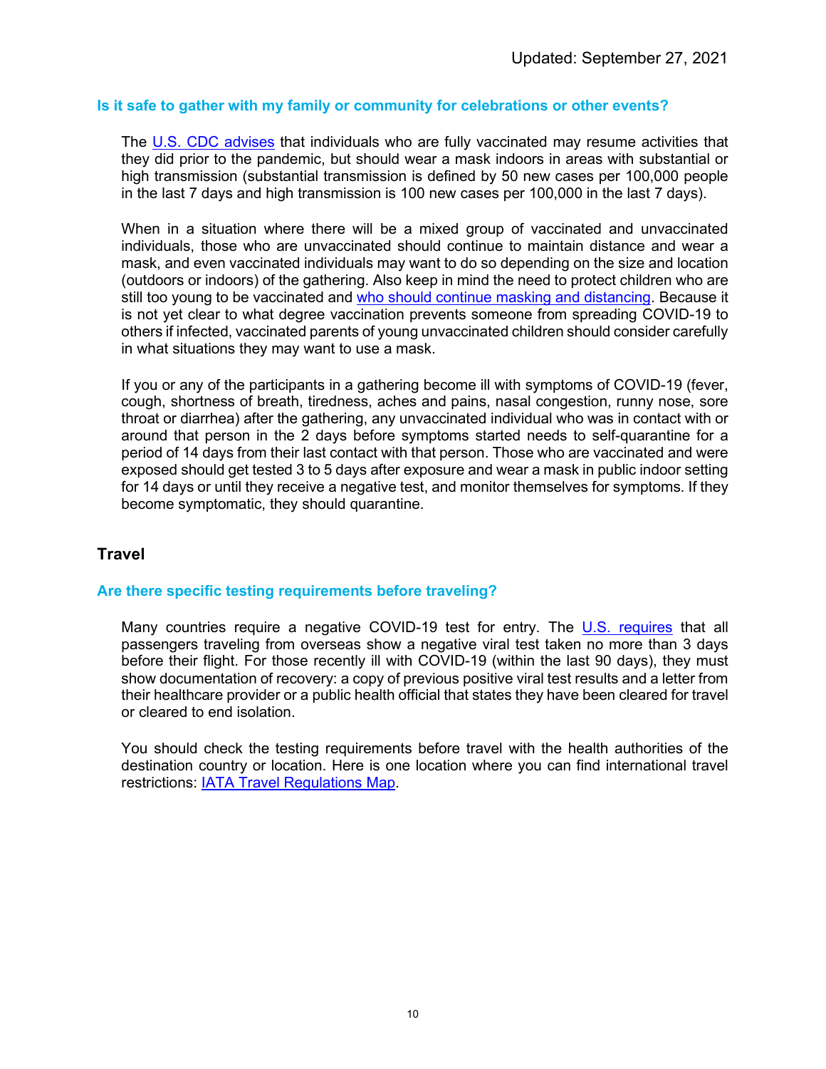Updated: September 27, 2021

### Is it safe to gather with my family or community for celebrations or other events?

The U.S. CDC advises that individuals who are fully vaccinated may resume activities that they did prior to the pandemic, but should wear a mask indoors in areas with substantial or high transmission (substantial transmission is defined by 50 new cases per 100,000 people in the last 7 days and high transmission is 100 new cases per 100,000 in the last 7 days).

When in a situation where there will be a mixed group of vaccinated and unvaccinated individuals, those who are unvaccinated should continue to maintain distance and wear a mask, and even vaccinated individuals may want to do so depending on the size and location (outdoors or indoors) of the gathering. Also keep in mind the need to protect children who are still too young to be vaccinated and who should continue masking and distancing. Because it is not yet clear to what degree vaccination prevents someone from spreading COVID-19 to others if infected, vaccinated parents of young unvaccinated children should consider carefully in what situations they may want to use a mask.

If you or any of the participants in a gathering become ill with symptoms of COVID-19 (fever, cough, shortness of breath, tiredness, aches and pains, nasal congestion, runny nose, sore throat or diarrhea) after the gathering, any unvaccinated individual who was in contact with or around that person in the 2 days before symptoms started needs to self-quarantine for a period of 14 days from their last contact with that person. Those who are vaccinated and were exposed should get tested 3 to 5 days after exposure and wear a mask in public indoor setting for 14 days or until they receive a negative test, and monitor themselves for symptoms. If they become symptomatic, they should quarantine.

## Travel

### Are there specific testing requirements before traveling?

Many countries require a negative COVID-19 test for entry. The U.S. requires that all passengers traveling from overseas show a negative viral test taken no more than 3 days before their flight. For those recently ill with COVID-19 (within the last 90 days), they must show documentation of recovery: a copy of previous positive viral test results and a letter from their healthcare provider or a public health official that states they have been cleared for travel or cleared to end isolation.

You should check the testing requirements before travel with the health authorities of the destination country or location. Here is one location where you can find international travel restrictions: IATA Travel Regulations Map.